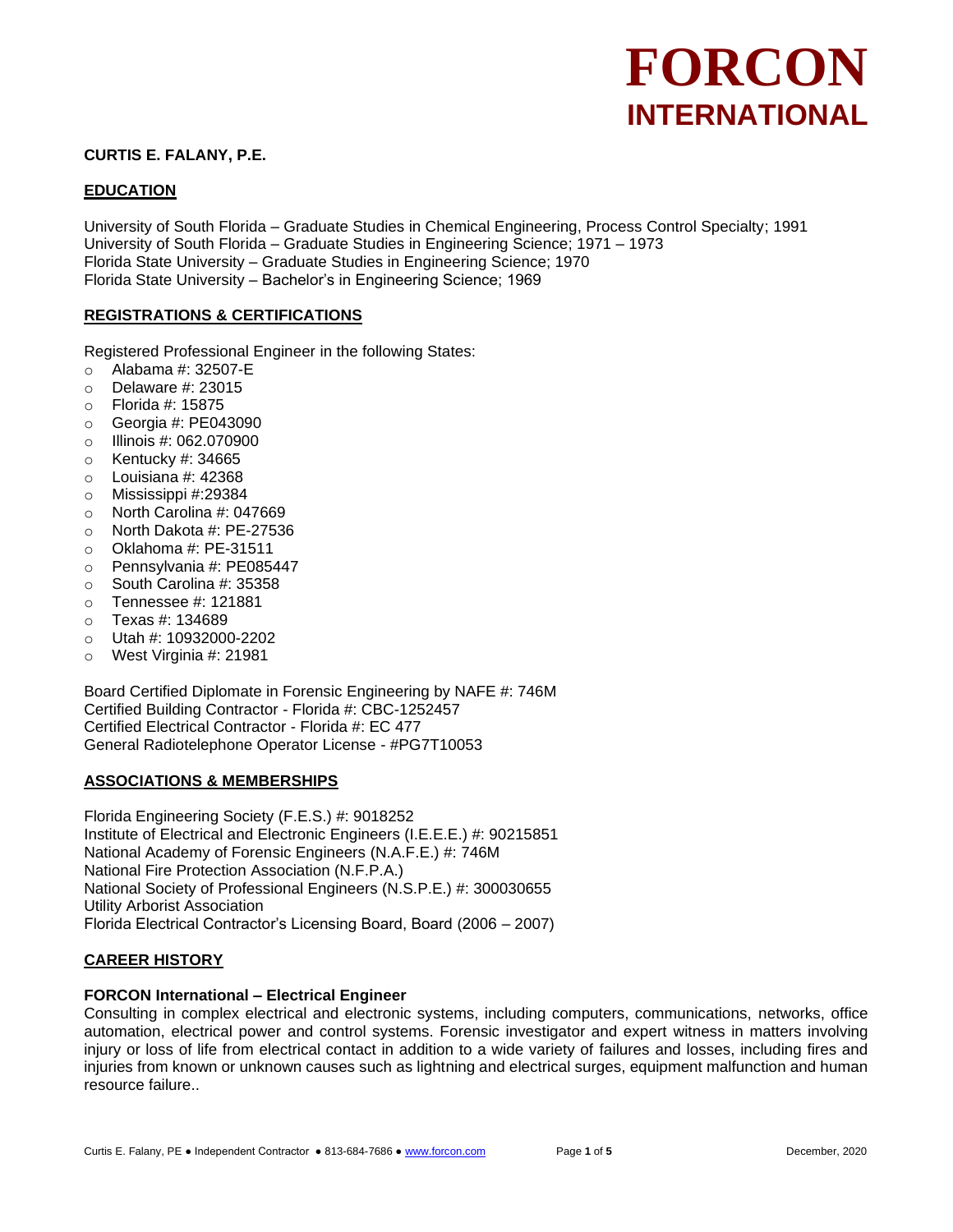# FORCON INTERNATIONAL

**CURTIS E. FALANY, P.E.**

## EDUCATION

University of South Florida – Graduate Studies in Chemical Engineering, Process Control Specialty; 1991
University of South Florida – Graduate Studies in Engineering Science; 1971 – 1973
Florida State University – Graduate Studies in Engineering Science; 1970
Florida State University – Bachelor's in Engineering Science; 1969

## REGISTRATIONS & CERTIFICATIONS

Registered Professional Engineer in the following States:

- Alabama #: 32507-E
- Delaware #: 23015
- Florida #: 15875
- Georgia #: PE043090
- Illinois #: 062.070900
- Kentucky #: 34665
- Louisiana #: 42368
- Mississippi #:29384
- North Carolina #: 047669
- North Dakota #: PE-27536
- Oklahoma #: PE-31511
- Pennsylvania #: PE085447
- South Carolina #: 35358
- Tennessee #: 121881
- Texas #: 134689
- Utah #: 10932000-2202
- West Virginia #: 21981

Board Certified Diplomate in Forensic Engineering by NAFE #: 746M
Certified Building Contractor - Florida #: CBC-1252457
Certified Electrical Contractor - Florida #: EC 477
General Radiotelephone Operator License - #PG7T10053

## ASSOCIATIONS & MEMBERSHIPS

Florida Engineering Society (F.E.S.) #: 9018252
Institute of Electrical and Electronic Engineers (I.E.E.E.) #: 90215851
National Academy of Forensic Engineers (N.A.F.E.) #: 746M
National Fire Protection Association (N.F.P.A.)
National Society of Professional Engineers (N.S.P.E.) #: 300030655
Utility Arborist Association
Florida Electrical Contractor's Licensing Board, Board (2006 – 2007)

## CAREER HISTORY

**FORCON International – Electrical Engineer**
Consulting in complex electrical and electronic systems, including computers, communications, networks, office automation, electrical power and control systems. Forensic investigator and expert witness in matters involving injury or loss of life from electrical contact in addition to a wide variety of failures and losses, including fires and injuries from known or unknown causes such as lightning and electrical surges, equipment malfunction and human resource failure..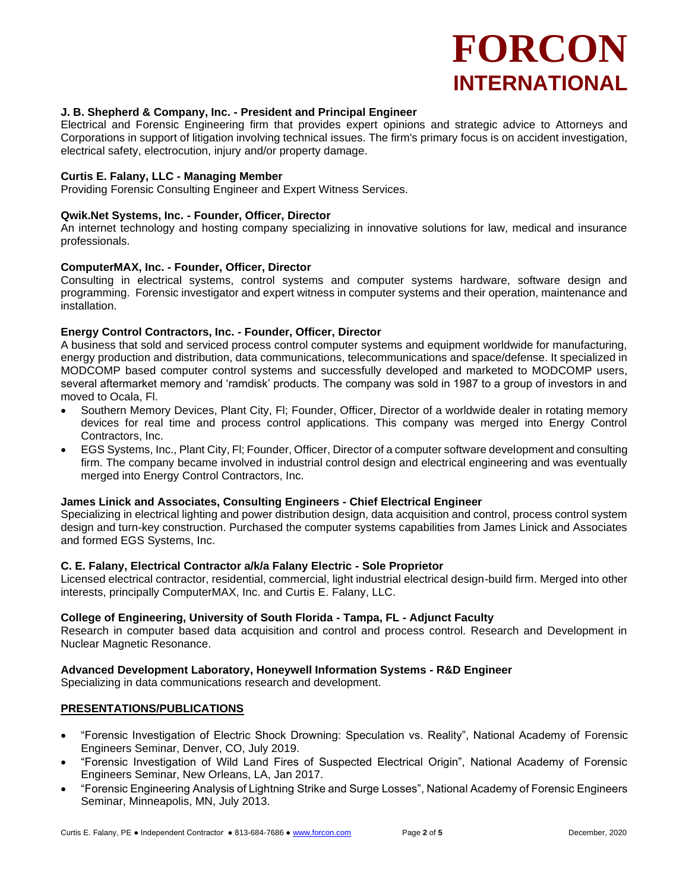**J. B. Shepherd & Company, Inc. - President and Principal Engineer**
Electrical and Forensic Engineering firm that provides expert opinions and strategic advice to Attorneys and Corporations in support of litigation involving technical issues. The firm's primary focus is on accident investigation, electrical safety, electrocution, injury and/or property damage.

**Curtis E. Falany, LLC - Managing Member**
Providing Forensic Consulting Engineer and Expert Witness Services.

**Qwik.Net Systems, Inc. - Founder, Officer, Director**
An internet technology and hosting company specializing in innovative solutions for law, medical and insurance professionals.

**ComputerMAX, Inc. - Founder, Officer, Director**
Consulting in electrical systems, control systems and computer systems hardware, software design and programming. Forensic investigator and expert witness in computer systems and their operation, maintenance and installation.

**Energy Control Contractors, Inc. - Founder, Officer, Director**
A business that sold and serviced process control computer systems and equipment worldwide for manufacturing, energy production and distribution, data communications, telecommunications and space/defense. It specialized in MODCOMP based computer control systems and successfully developed and marketed to MODCOMP users, several aftermarket memory and 'ramdisk' products. The company was sold in 1987 to a group of investors in and moved to Ocala, Fl.

- Southern Memory Devices, Plant City, Fl; Founder, Officer, Director of a worldwide dealer in rotating memory devices for real time and process control applications. This company was merged into Energy Control Contractors, Inc.
- EGS Systems, Inc., Plant City, Fl; Founder, Officer, Director of a computer software development and consulting firm. The company became involved in industrial control design and electrical engineering and was eventually merged into Energy Control Contractors, Inc.

**James Linick and Associates, Consulting Engineers - Chief Electrical Engineer**
Specializing in electrical lighting and power distribution design, data acquisition and control, process control system design and turn-key construction. Purchased the computer systems capabilities from James Linick and Associates and formed EGS Systems, Inc.

**C. E. Falany, Electrical Contractor a/k/a Falany Electric - Sole Proprietor**
Licensed electrical contractor, residential, commercial, light industrial electrical design-build firm. Merged into other interests, principally ComputerMAX, Inc. and Curtis E. Falany, LLC.

**College of Engineering, University of South Florida - Tampa, FL - Adjunct Faculty**
Research in computer based data acquisition and control and process control. Research and Development in Nuclear Magnetic Resonance.

**Advanced Development Laboratory, Honeywell Information Systems - R&D Engineer**
Specializing in data communications research and development.

## PRESENTATIONS/PUBLICATIONS

- "Forensic Investigation of Electric Shock Drowning: Speculation vs. Reality", National Academy of Forensic Engineers Seminar, Denver, CO, July 2019.
- "Forensic Investigation of Wild Land Fires of Suspected Electrical Origin", National Academy of Forensic Engineers Seminar, New Orleans, LA, Jan 2017.
- "Forensic Engineering Analysis of Lightning Strike and Surge Losses", National Academy of Forensic Engineers Seminar, Minneapolis, MN, July 2013.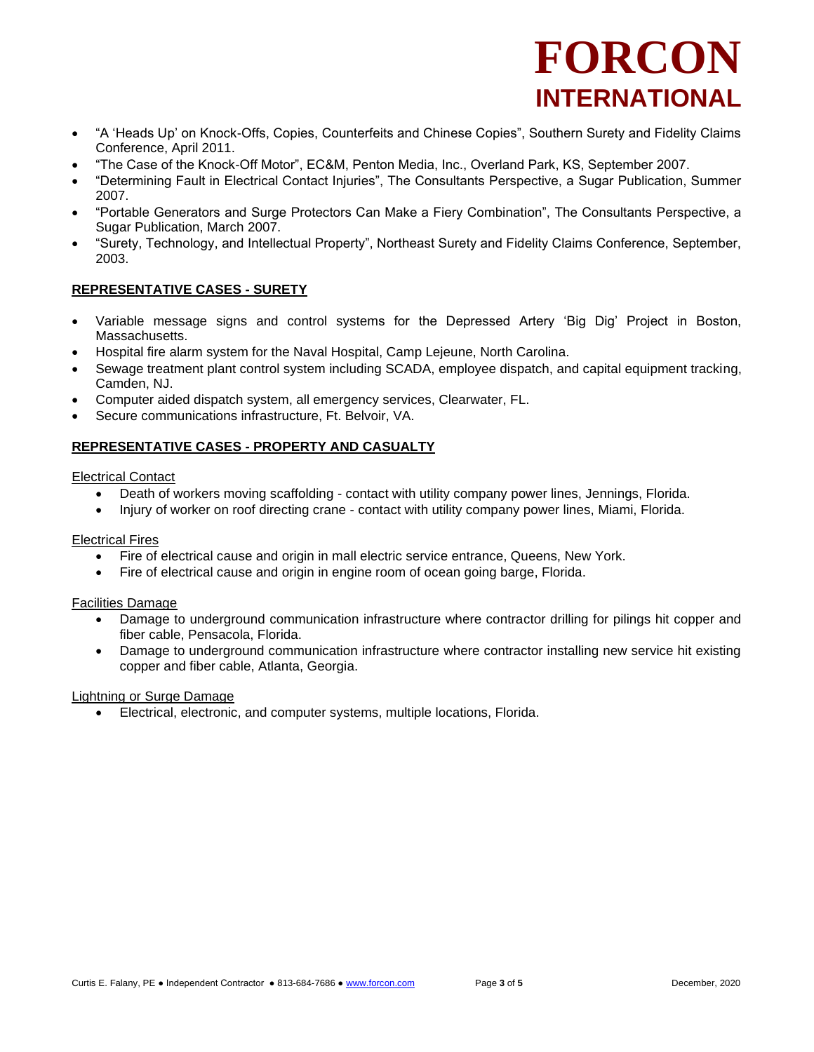- “A ‘Heads Up’ on Knock-Offs, Copies, Counterfeits and Chinese Copies”, Southern Surety and Fidelity Claims Conference, April 2011.
- “The Case of the Knock-Off Motor”, EC&M, Penton Media, Inc., Overland Park, KS, September 2007.
- “Determining Fault in Electrical Contact Injuries”, The Consultants Perspective, a Sugar Publication, Summer 2007.
- “Portable Generators and Surge Protectors Can Make a Fiery Combination”, The Consultants Perspective, a Sugar Publication, March 2007.
- “Surety, Technology, and Intellectual Property”, Northeast Surety and Fidelity Claims Conference, September, 2003.

## REPRESENTATIVE CASES - SURETY

- Variable message signs and control systems for the Depressed Artery ‘Big Dig’ Project in Boston, Massachusetts.
- Hospital fire alarm system for the Naval Hospital, Camp Lejeune, North Carolina.
- Sewage treatment plant control system including SCADA, employee dispatch, and capital equipment tracking, Camden, NJ.
- Computer aided dispatch system, all emergency services, Clearwater, FL.
- Secure communications infrastructure, Ft. Belvoir, VA.

## REPRESENTATIVE CASES - PROPERTY AND CASUALTY

Electrical Contact

- Death of workers moving scaffolding - contact with utility company power lines, Jennings, Florida.
- Injury of worker on roof directing crane - contact with utility company power lines, Miami, Florida.

Electrical Fires

- Fire of electrical cause and origin in mall electric service entrance, Queens, New York.
- Fire of electrical cause and origin in engine room of ocean going barge, Florida.

Facilities Damage

- Damage to underground communication infrastructure where contractor drilling for pilings hit copper and fiber cable, Pensacola, Florida.
- Damage to underground communication infrastructure where contractor installing new service hit existing copper and fiber cable, Atlanta, Georgia.

Lightning or Surge Damage

- Electrical, electronic, and computer systems, multiple locations, Florida.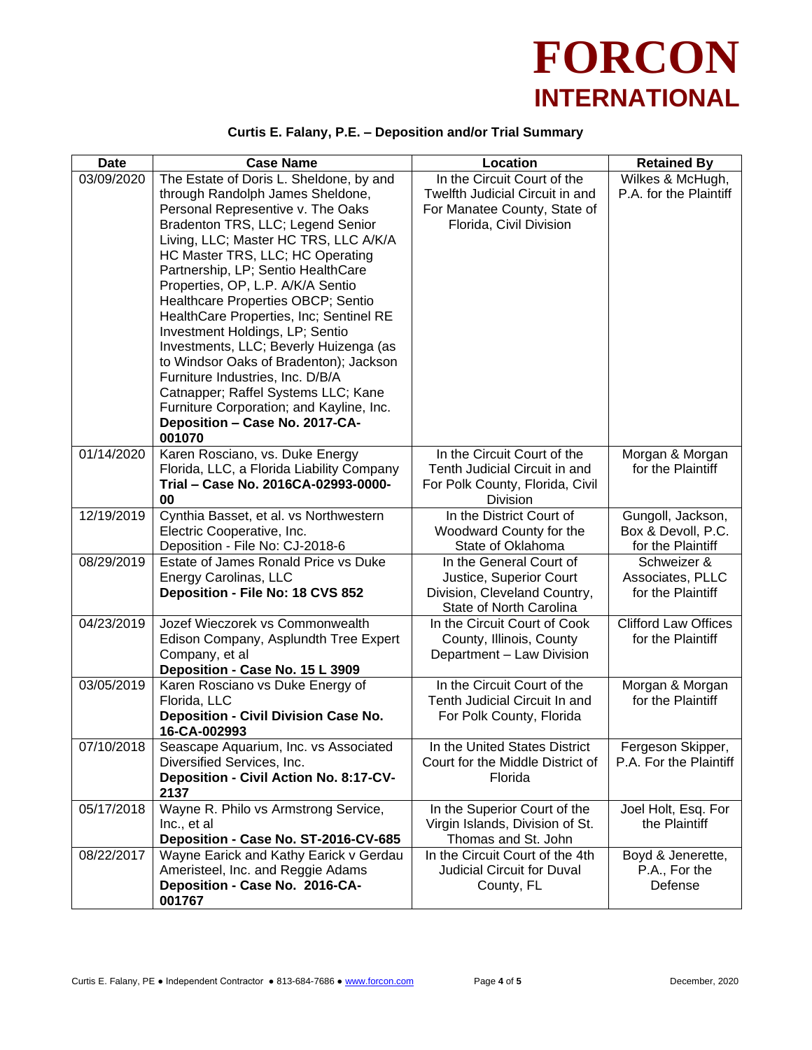# FORCON INTERNATIONAL

**Curtis E. Falany, P.E. – Deposition and/or Trial Summary**

| Date | Case Name | Location | Retained By |
|---|---|---|---|
| 03/09/2020 | The Estate of Doris L. Sheldone, by and through Randolph James Sheldone, Personal Representative v. The Oaks Bradenton TRS, LLC; Legend Senior Living, LLC; Master HC TRS, LLC A/K/A HC Master TRS, LLC; HC Operating Partnership, LP; Sentio HealthCare Properties, OP, L.P. A/K/A Sentio Healthcare Properties OBCP; Sentio HealthCare Properties, Inc; Sentinel RE Investment Holdings, LP; Sentio Investments, LLC; Beverly Huizenga (as to Windsor Oaks of Bradenton); Jackson Furniture Industries, Inc. D/B/A Catnapper; Raffel Systems LLC; Kane Furniture Corporation; and Kayline, Inc. **Deposition – Case No. 2017-CA-001070** | In the Circuit Court of the Twelfth Judicial Circuit in and For Manatee County, State of Florida, Civil Division | Wilkes & McHugh, P.A. for the Plaintiff |
| 01/14/2020 | Karen Rosciano, vs. Duke Energy Florida, LLC, a Florida Liability Company **Trial – Case No. 2016CA-02993-0000-00** | In the Circuit Court of the Tenth Judicial Circuit in and For Polk County, Florida, Civil Division | Morgan & Morgan for the Plaintiff |
| 12/19/2019 | Cynthia Basset, et al. vs Northwestern Electric Cooperative, Inc. Deposition - File No: CJ-2018-6 | In the District Court of Woodward County for the State of Oklahoma | Gungoll, Jackson, Box & Devoll, P.C. for the Plaintiff |
| 08/29/2019 | Estate of James Ronald Price vs Duke Energy Carolinas, LLC **Deposition - File No: 18 CVS 852** | In the General Court of Justice, Superior Court Division, Cleveland Country, State of North Carolina | Schweizer & Associates, PLLC for the Plaintiff |
| 04/23/2019 | Jozef Wieczorek vs Commonwealth Edison Company, Asplundth Tree Expert Company, et al **Deposition - Case No. 15 L 3909** | In the Circuit Court of Cook County, Illinois, County Department – Law Division | Clifford Law Offices for the Plaintiff |
| 03/05/2019 | Karen Rosciano vs Duke Energy of Florida, LLC **Deposition - Civil Division Case No. 16-CA-002993** | In the Circuit Court of the Tenth Judicial Circuit In and For Polk County, Florida | Morgan & Morgan for the Plaintiff |
| 07/10/2018 | Seascape Aquarium, Inc. vs Associated Diversified Services, Inc. **Deposition - Civil Action No. 8:17-CV-2137** | In the United States District Court for the Middle District of Florida | Fergeson Skipper, P.A. For the Plaintiff |
| 05/17/2018 | Wayne R. Philo vs Armstrong Service, Inc., et al **Deposition - Case No. ST-2016-CV-685** | In the Superior Court of the Virgin Islands, Division of St. Thomas and St. John | Joel Holt, Esq. For the Plaintiff |
| 08/22/2017 | Wayne Earick and Kathy Earick v Gerdau Ameristeel, Inc. and Reggie Adams **Deposition - Case No. 2016-CA-001767** | In the Circuit Court of the 4th Judicial Circuit for Duval County, FL | Boyd & Jenerette, P.A., For the Defense |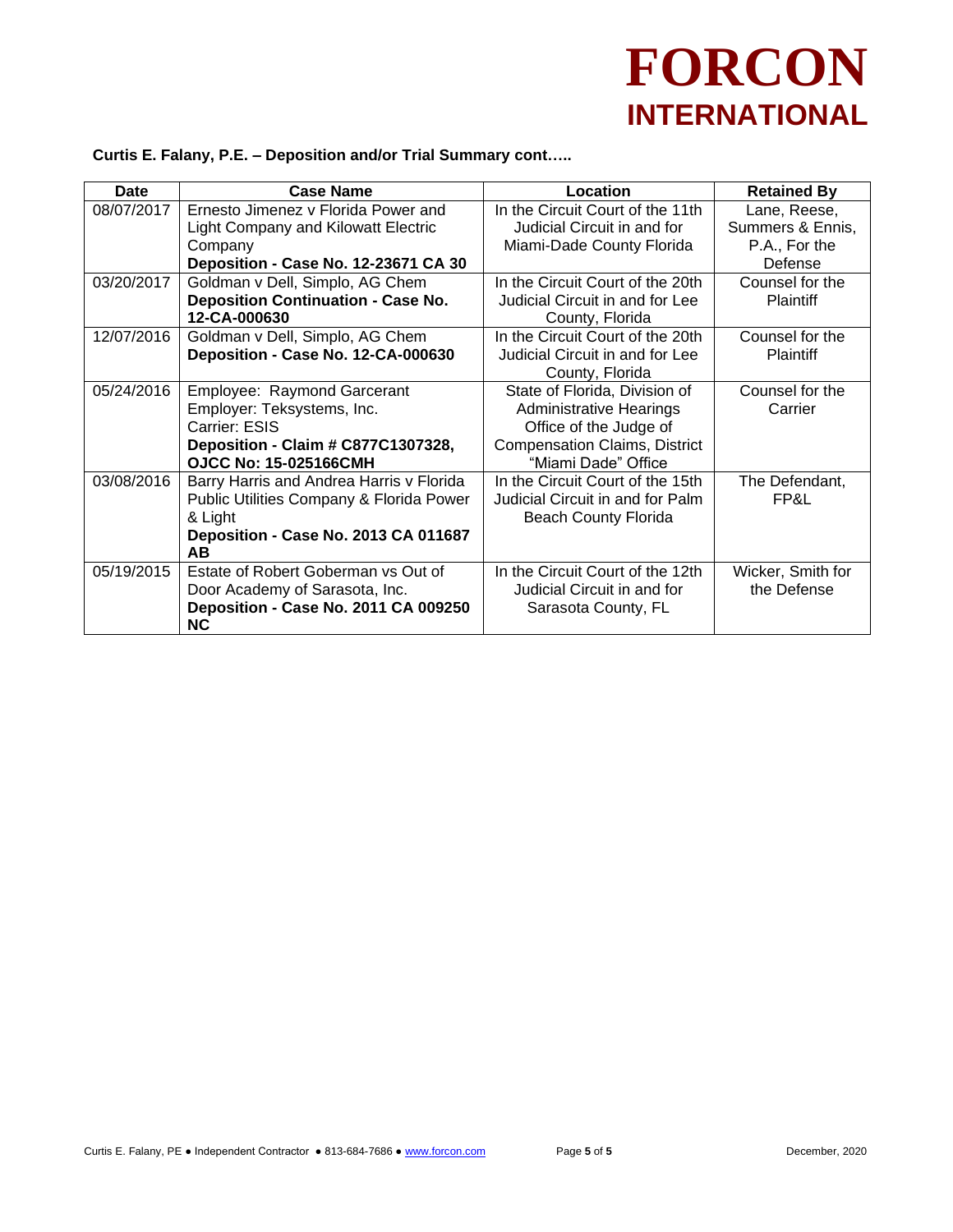**FORCON INTERNATIONAL**

**Curtis E. Falany, P.E. – Deposition and/or Trial Summary cont…..**

| Date | Case Name | Location | Retained By |
|---|---|---|---|
| 08/07/2017 | Ernesto Jimenez v Florida Power and Light Company and Kilowatt Electric Company **Deposition - Case No. 12-23671 CA 30** | In the Circuit Court of the 11th Judicial Circuit in and for Miami-Dade County Florida | Lane, Reese, Summers & Ennis, P.A., For the Defense |
| 03/20/2017 | Goldman v Dell, Simplo, AG Chem **Deposition Continuation - Case No. 12-CA-000630** | In the Circuit Court of the 20th Judicial Circuit in and for Lee County, Florida | Counsel for the Plaintiff |
| 12/07/2016 | Goldman v Dell, Simplo, AG Chem **Deposition - Case No. 12-CA-000630** | In the Circuit Court of the 20th Judicial Circuit in and for Lee County, Florida | Counsel for the Plaintiff |
| 05/24/2016 | Employee: Raymond Garcerant Employer: Teksystems, Inc. Carrier: ESIS **Deposition - Claim # C877C1307328, OJCC No: 15-025166CMH** | State of Florida, Division of Administrative Hearings Office of the Judge of Compensation Claims, District "Miami Dade" Office | Counsel for the Carrier |
| 03/08/2016 | Barry Harris and Andrea Harris v Florida Public Utilities Company & Florida Power & Light **Deposition - Case No. 2013 CA 011687 AB** | In the Circuit Court of the 15th Judicial Circuit in and for Palm Beach County Florida | The Defendant, FP&L |
| 05/19/2015 | Estate of Robert Goberman vs Out of Door Academy of Sarasota, Inc. **Deposition - Case No. 2011 CA 009250 NC** | In the Circuit Court of the 12th Judicial Circuit in and for Sarasota County, FL | Wicker, Smith for the Defense |